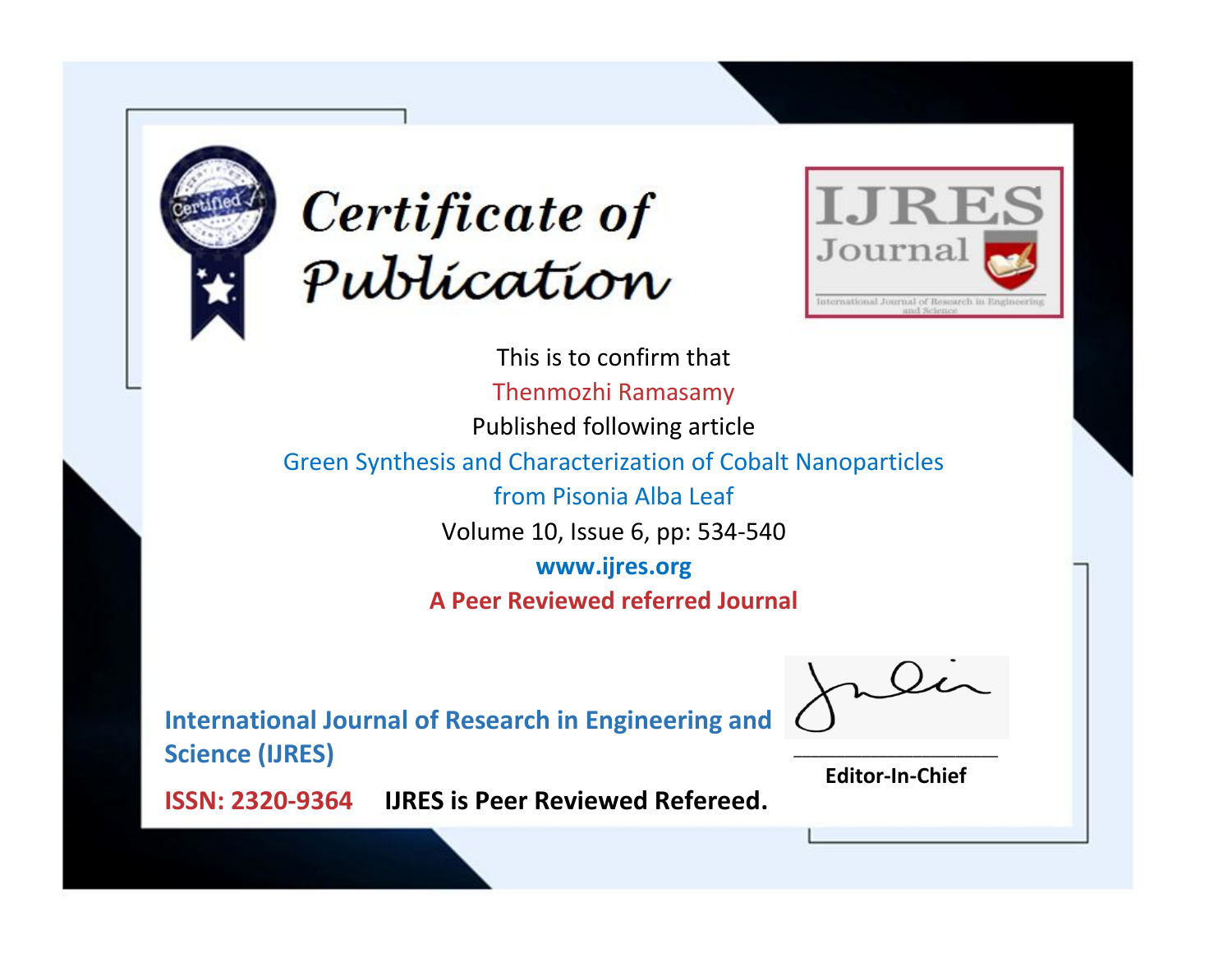# Certificate of Publication

IJRES Journal

International Journal of Research in Engineering and Science

This is to confirm that

Thenmozhi Ramasamy

Published following article

Green Synthesis and Characterization of Cobalt Nanoparticles from Pisonia Alba Leaf

Volume 10, Issue 6, pp: 534-540

**www.ijres.org**

**A Peer Reviewed referred Journal**

**International Journal of Research in Engineering and Science (IJRES)**

**Editor-In-Chief**

**ISSN: 2320-9364** **IJRES is Peer Reviewed Refereed.**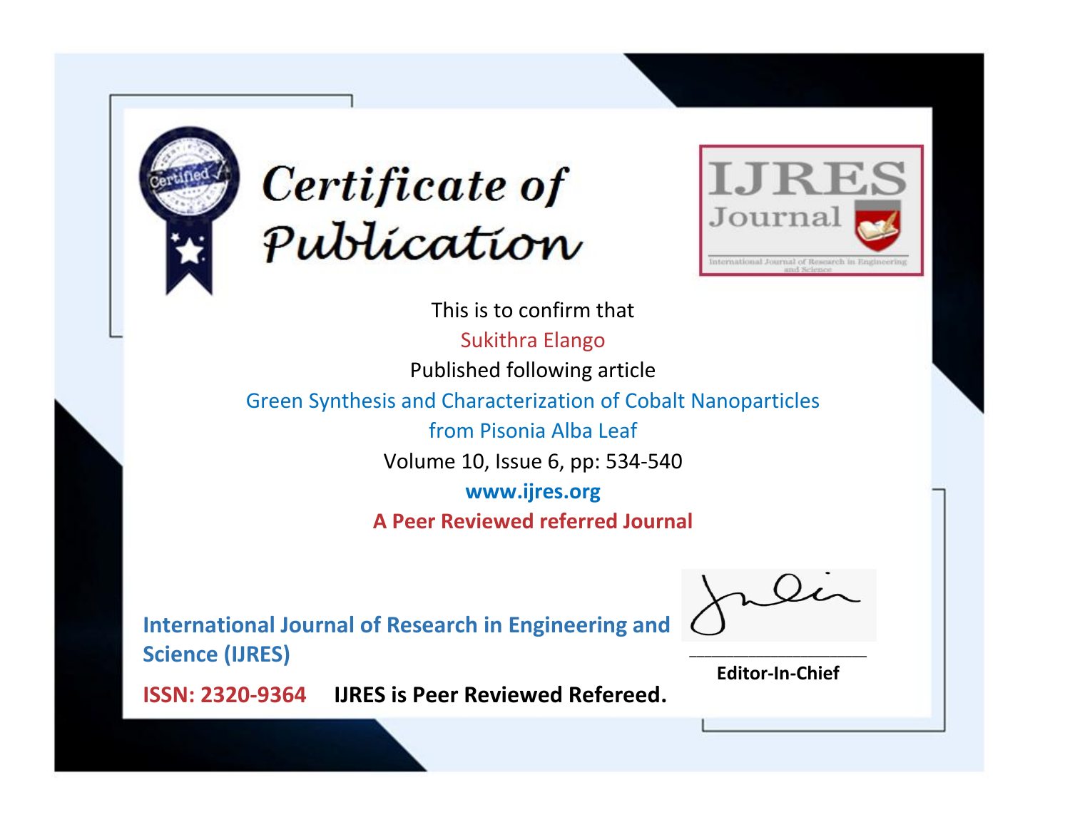# Certificate of Publication

**IJRES Journal**

International Journal of Research in Engineering and Science

This is to confirm that

Sukithra Elango

Published following article

Green Synthesis and Characterization of Cobalt Nanoparticles from Pisonia Alba Leaf

Volume 10, Issue 6, pp: 534-540

**www.ijres.org**

**A Peer Reviewed referred Journal**

**International Journal of Research in Engineering and Science (IJRES)**

**ISSN: 2320-9364** **IJRES is Peer Reviewed Refereed.**

**Editor-In-Chief**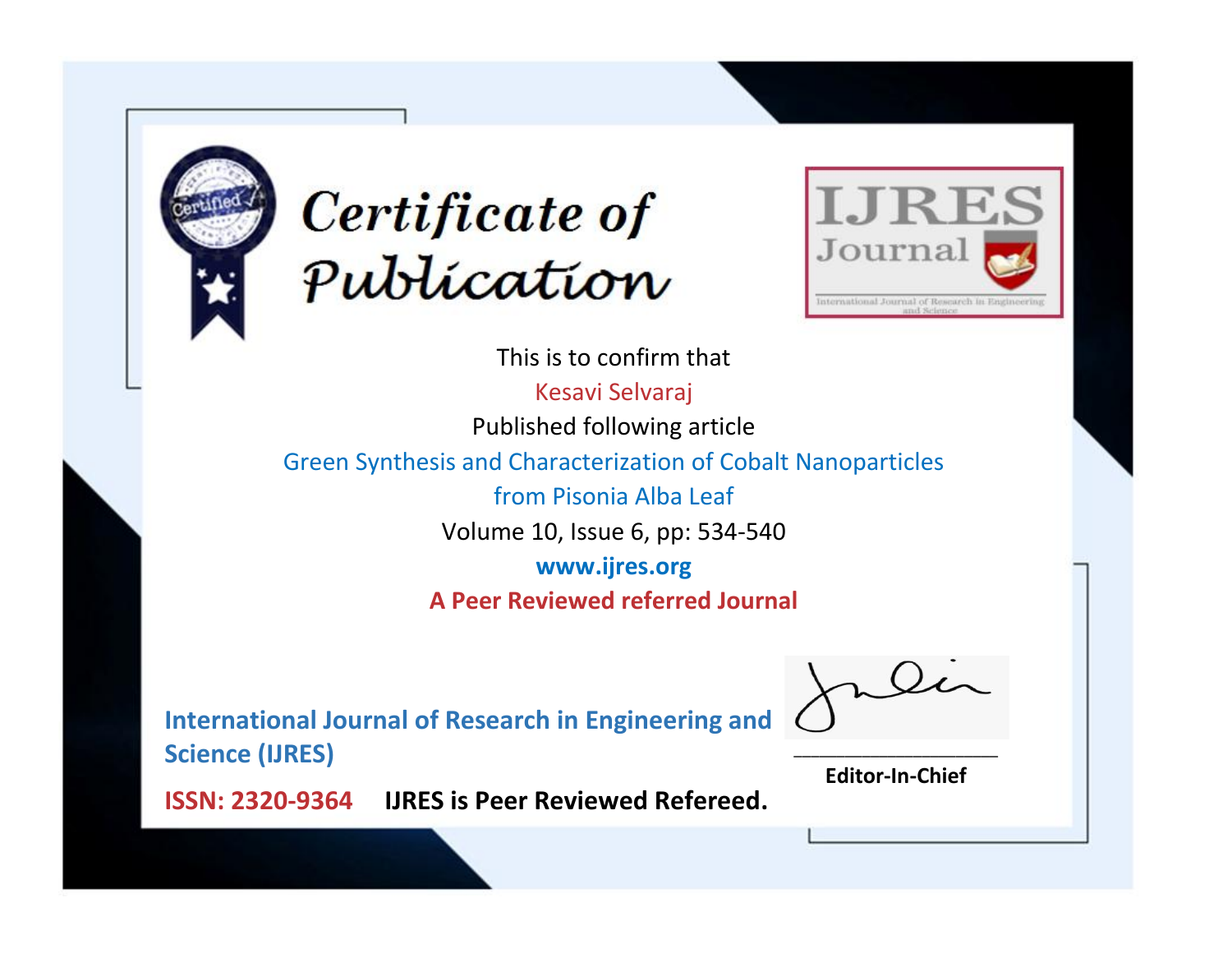# Certificate of Publication

IJRES Journal

International Journal of Research in Engineering and Science

This is to confirm that

Kesavi Selvaraj

Published following article

Green Synthesis and Characterization of Cobalt Nanoparticles from Pisonia Alba Leaf

Volume 10, Issue 6, pp: 534-540

**www.ijres.org**

**A Peer Reviewed referred Journal**

**International Journal of Research in Engineering and Science (IJRES)**

**ISSN: 2320-9364** **IJRES is Peer Reviewed Refereed.**

**Editor-In-Chief**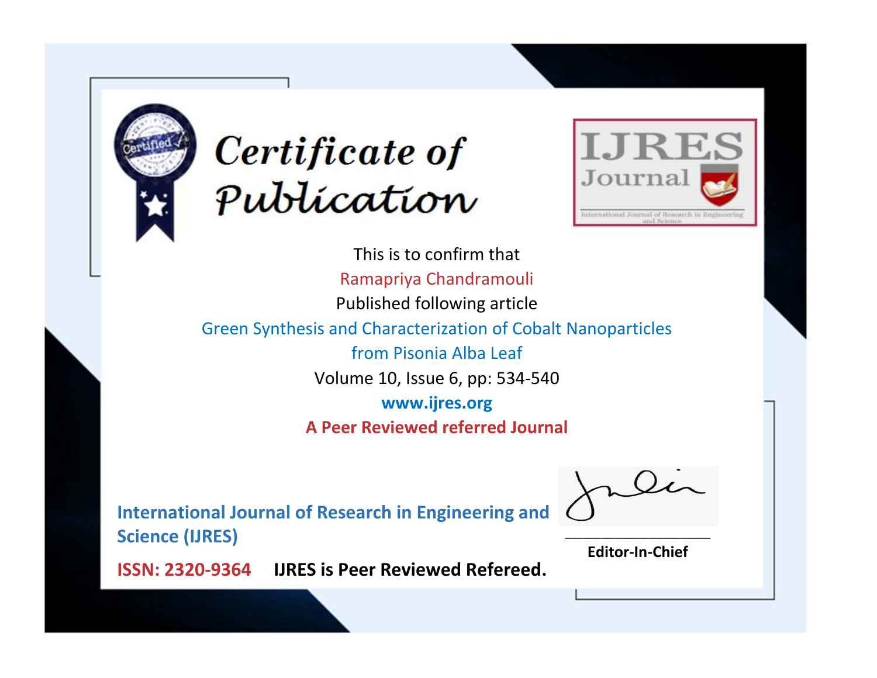# Certificate of Publication

IJRES Journal

International Journal of Research in Engineering and Science

This is to confirm that

Ramapriya Chandramouli

Published following article

Green Synthesis and Characterization of Cobalt Nanoparticles from Pisonia Alba Leaf

Volume 10, Issue 6, pp: 534-540

**www.ijres.org**

**A Peer Reviewed referred Journal**

**International Journal of Research in Engineering and Science (IJRES)**

**ISSN: 2320-9364** **IJRES is Peer Reviewed Refereed.**

**Editor-In-Chief**